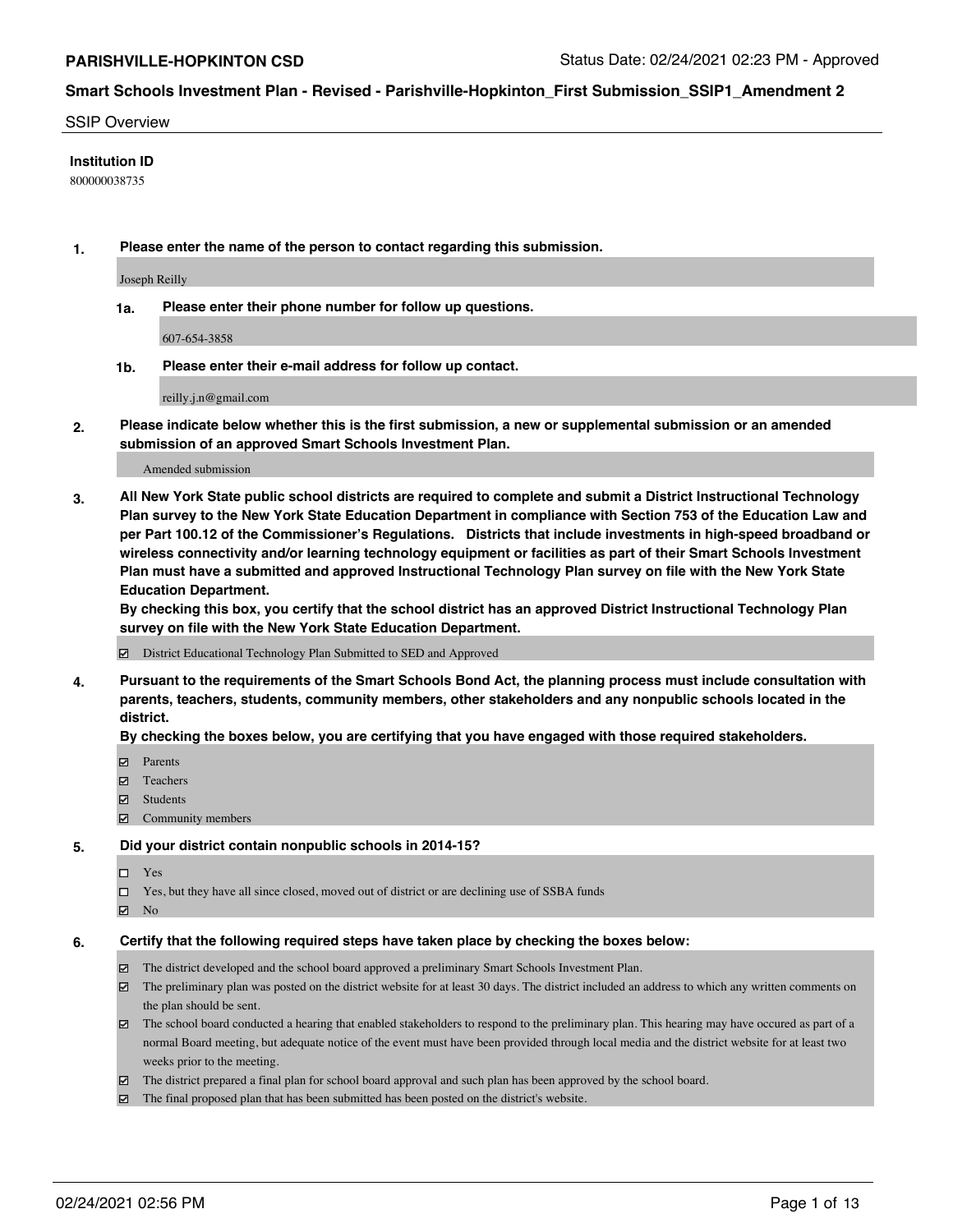## SSIP Overview

**Institution ID**

800000038735

**1. Please enter the name of the person to contact regarding this submission.**

Joseph Reilly

**1a. Please enter their phone number for follow up questions.**

607-654-3858

**1b. Please enter their e-mail address for follow up contact.**

reilly.j.n@gmail.com

**2. Please indicate below whether this is the first submission, a new or supplemental submission or an amended submission of an approved Smart Schools Investment Plan.**

Amended submission

**3. All New York State public school districts are required to complete and submit a District Instructional Technology Plan survey to the New York State Education Department in compliance with Section 753 of the Education Law and per Part 100.12 of the Commissioner's Regulations. Districts that include investments in high-speed broadband or wireless connectivity and/or learning technology equipment or facilities as part of their Smart Schools Investment Plan must have a submitted and approved Instructional Technology Plan survey on file with the New York State Education Department.**
**By checking this box, you certify that the school district has an approved District Instructional Technology Plan survey on file with the New York State Education Department.**

- [x] District Educational Technology Plan Submitted to SED and Approved

**4. Pursuant to the requirements of the Smart Schools Bond Act, the planning process must include consultation with parents, teachers, students, community members, other stakeholders and any nonpublic schools located in the district.**
**By checking the boxes below, you are certifying that you have engaged with those required stakeholders.**

- [x] Parents
- [x] Teachers
- [x] Students
- [x] Community members

**5. Did your district contain nonpublic schools in 2014-15?**

- [ ] Yes
- [ ] Yes, but they have all since closed, moved out of district or are declining use of SSBA funds
- [x] No

**6. Certify that the following required steps have taken place by checking the boxes below:**

- [x] The district developed and the school board approved a preliminary Smart Schools Investment Plan.
- [x] The preliminary plan was posted on the district website for at least 30 days. The district included an address to which any written comments on the plan should be sent.
- [x] The school board conducted a hearing that enabled stakeholders to respond to the preliminary plan. This hearing may have occured as part of a normal Board meeting, but adequate notice of the event must have been provided through local media and the district website for at least two weeks prior to the meeting.
- [x] The district prepared a final plan for school board approval and such plan has been approved by the school board.
- [x] The final proposed plan that has been submitted has been posted on the district's website.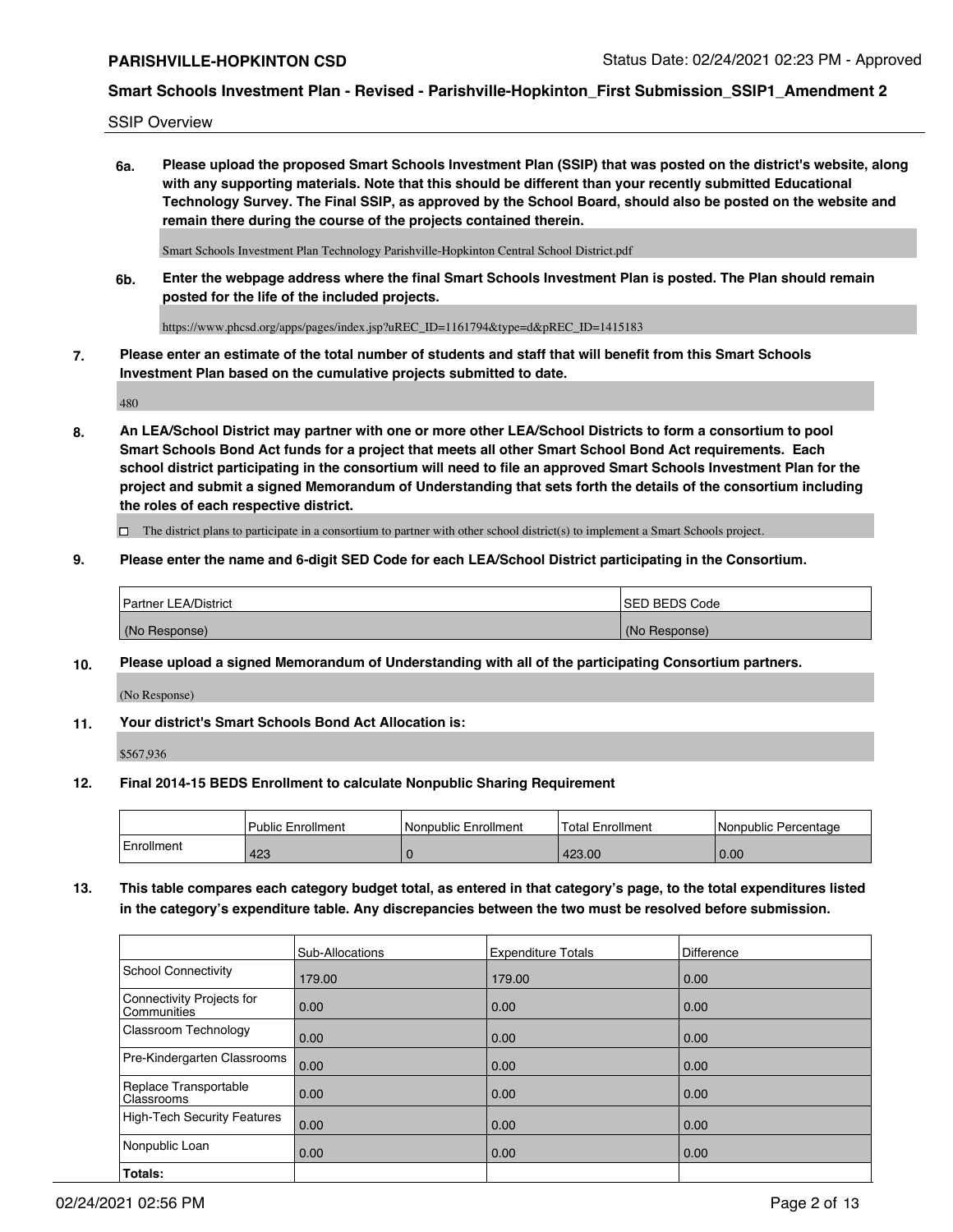SSIP Overview

**6a. Please upload the proposed Smart Schools Investment Plan (SSIP) that was posted on the district's website, along with any supporting materials. Note that this should be different than your recently submitted Educational Technology Survey. The Final SSIP, as approved by the School Board, should also be posted on the website and remain there during the course of the projects contained therein.**

Smart Schools Investment Plan Technology Parishville-Hopkinton Central School District.pdf

**6b. Enter the webpage address where the final Smart Schools Investment Plan is posted. The Plan should remain posted for the life of the included projects.**

https://www.phcsd.org/apps/pages/index.jsp?uREC_ID=1161794&type=d&pREC_ID=1415183

**7. Please enter an estimate of the total number of students and staff that will benefit from this Smart Schools Investment Plan based on the cumulative projects submitted to date.**

480

**8. An LEA/School District may partner with one or more other LEA/School Districts to form a consortium to pool Smart Schools Bond Act funds for a project that meets all other Smart School Bond Act requirements. Each school district participating in the consortium will need to file an approved Smart Schools Investment Plan for the project and submit a signed Memorandum of Understanding that sets forth the details of the consortium including the roles of each respective district.**

☐ The district plans to participate in a consortium to partner with other school district(s) to implement a Smart Schools project.

**9. Please enter the name and 6-digit SED Code for each LEA/School District participating in the Consortium.**

| Partner LEA/District | SED BEDS Code |
|---|---|
| (No Response) | (No Response) |

**10. Please upload a signed Memorandum of Understanding with all of the participating Consortium partners.**

(No Response)

**11. Your district's Smart Schools Bond Act Allocation is:**

$567,936

**12. Final 2014-15 BEDS Enrollment to calculate Nonpublic Sharing Requirement**

| | Public Enrollment | Nonpublic Enrollment | Total Enrollment | Nonpublic Percentage |
|---|---|---|---|---|
| Enrollment | 423 | 0 | 423.00 | 0.00 |

**13. This table compares each category budget total, as entered in that category's page, to the total expenditures listed in the category's expenditure table. Any discrepancies between the two must be resolved before submission.**

| | Sub-Allocations | Expenditure Totals | Difference |
|---|---|---|---|
| School Connectivity | 179.00 | 179.00 | 0.00 |
| Connectivity Projects for Communities | 0.00 | 0.00 | 0.00 |
| Classroom Technology | 0.00 | 0.00 | 0.00 |
| Pre-Kindergarten Classrooms | 0.00 | 0.00 | 0.00 |
| Replace Transportable Classrooms | 0.00 | 0.00 | 0.00 |
| High-Tech Security Features | 0.00 | 0.00 | 0.00 |
| Nonpublic Loan | 0.00 | 0.00 | 0.00 |
| **Totals:** | | | |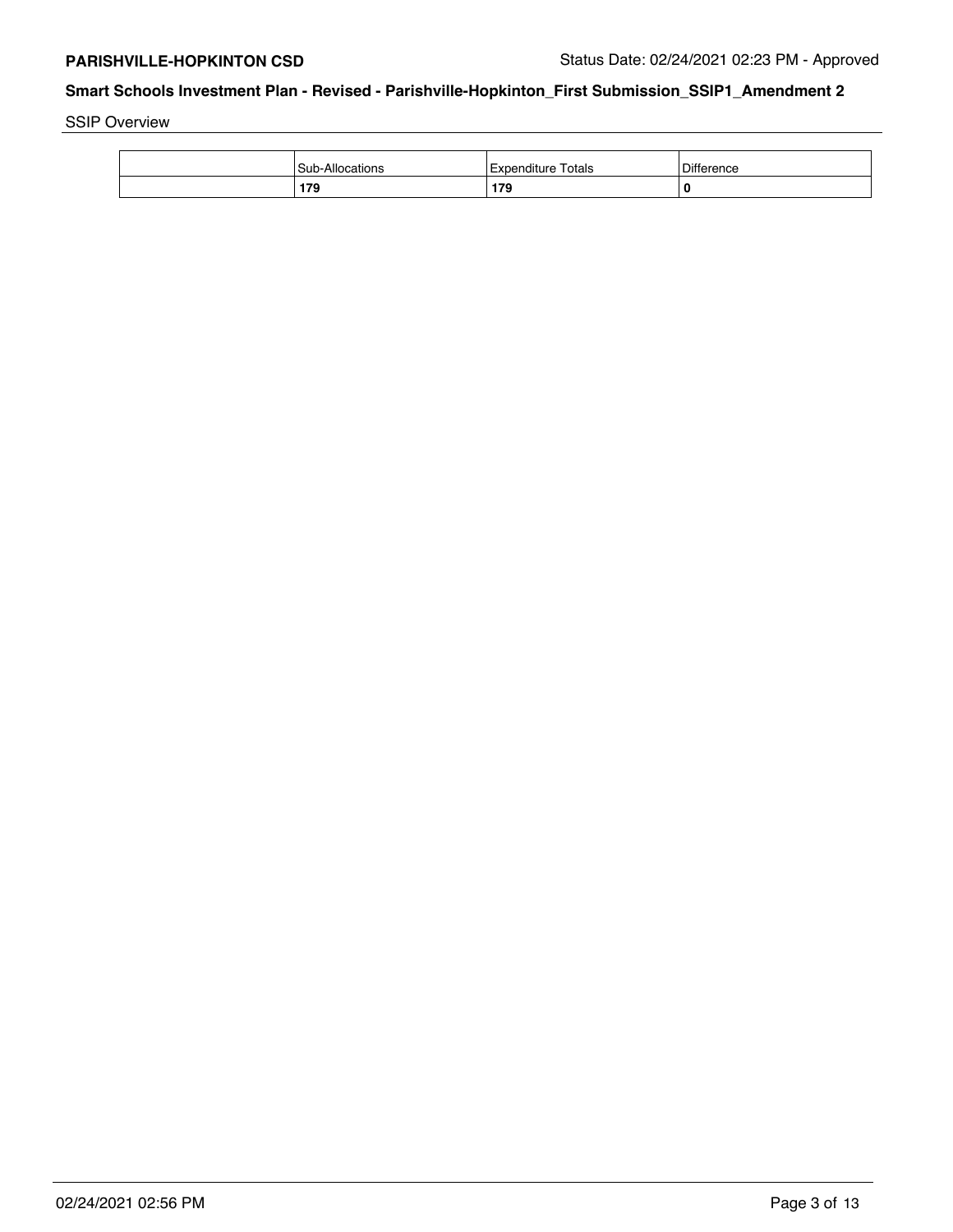SSIP Overview

| | Sub-Allocations | Expenditure Totals | Difference |
|---|---|---|---|
| | **179** | **179** | **0** |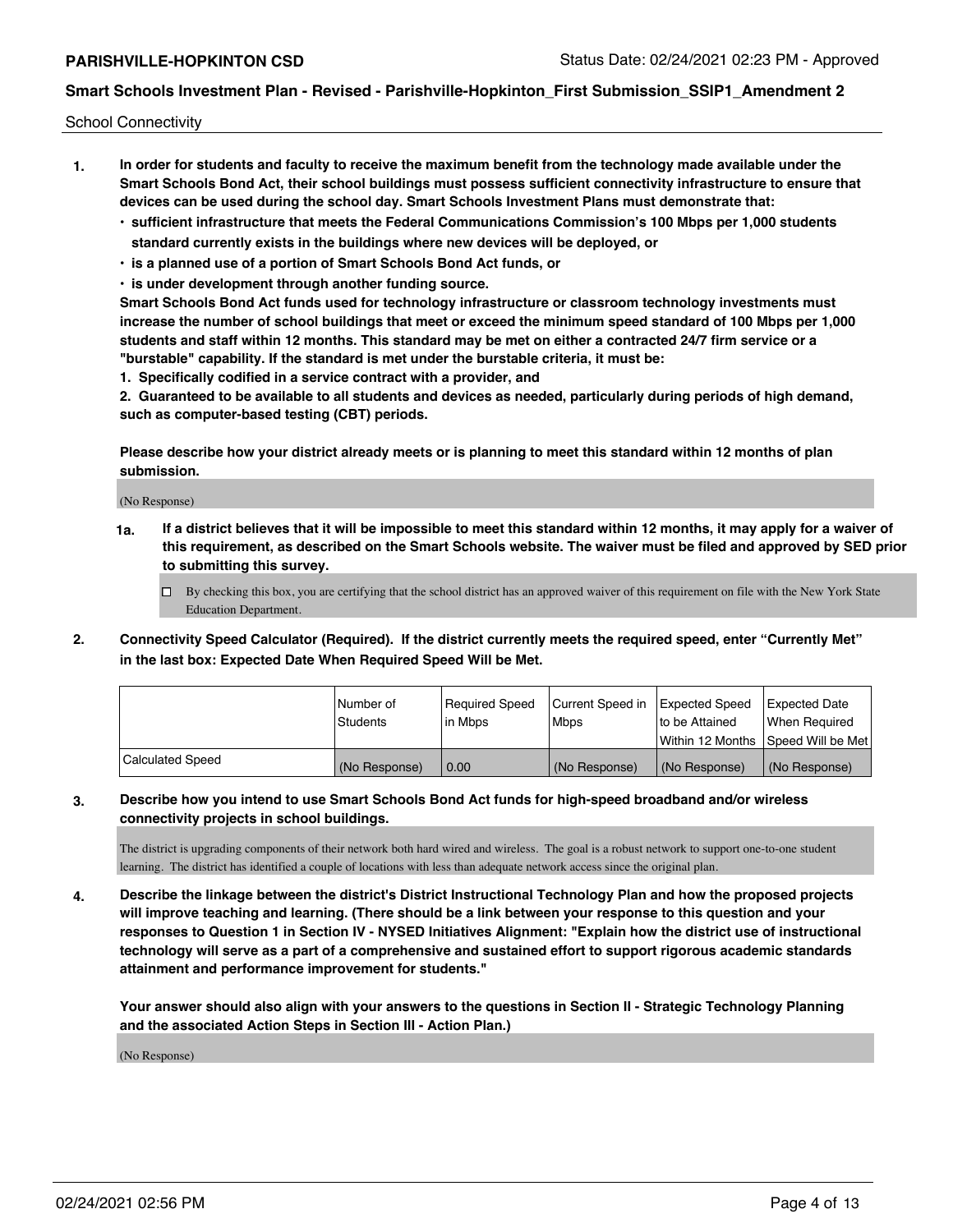School Connectivity

1. **In order for students and faculty to receive the maximum benefit from the technology made available under the Smart Schools Bond Act, their school buildings must possess sufficient connectivity infrastructure to ensure that devices can be used during the school day. Smart Schools Investment Plans must demonstrate that:**
   - **sufficient infrastructure that meets the Federal Communications Commission's 100 Mbps per 1,000 students standard currently exists in the buildings where new devices will be deployed, or**
   - **is a planned use of a portion of Smart Schools Bond Act funds, or**
   - **is under development through another funding source.**

   **Smart Schools Bond Act funds used for technology infrastructure or classroom technology investments must increase the number of school buildings that meet or exceed the minimum speed standard of 100 Mbps per 1,000 students and staff within 12 months. This standard may be met on either a contracted 24/7 firm service or a "burstable" capability. If the standard is met under the burstable criteria, it must be:**

   **1. Specifically codified in a service contract with a provider, and**

   **2. Guaranteed to be available to all students and devices as needed, particularly during periods of high demand, such as computer-based testing (CBT) periods.**

   **Please describe how your district already meets or is planning to meet this standard within 12 months of plan submission.**

   (No Response)

   **1a. If a district believes that it will be impossible to meet this standard within 12 months, it may apply for a waiver of this requirement, as described on the Smart Schools website. The waiver must be filed and approved by SED prior to submitting this survey.**

   ☐ By checking this box, you are certifying that the school district has an approved waiver of this requirement on file with the New York State Education Department.

2. **Connectivity Speed Calculator (Required). If the district currently meets the required speed, enter "Currently Met" in the last box: Expected Date When Required Speed Will be Met.**

| | Number of Students | Required Speed in Mbps | Current Speed in Mbps | Expected Speed to be Attained Within 12 Months | Expected Date When Required Speed Will be Met |
|---|---|---|---|---|---|
| Calculated Speed | (No Response) | 0.00 | (No Response) | (No Response) | (No Response) |

3. **Describe how you intend to use Smart Schools Bond Act funds for high-speed broadband and/or wireless connectivity projects in school buildings.**

   The district is upgrading components of their network both hard wired and wireless. The goal is a robust network to support one-to-one student learning. The district has identified a couple of locations with less than adequate network access since the original plan.

4. **Describe the linkage between the district's District Instructional Technology Plan and how the proposed projects will improve teaching and learning. (There should be a link between your response to this question and your responses to Question 1 in Section IV - NYSED Initiatives Alignment: "Explain how the district use of instructional technology will serve as a part of a comprehensive and sustained effort to support rigorous academic standards attainment and performance improvement for students."**

   **Your answer should also align with your answers to the questions in Section II - Strategic Technology Planning and the associated Action Steps in Section III - Action Plan.)**

   (No Response)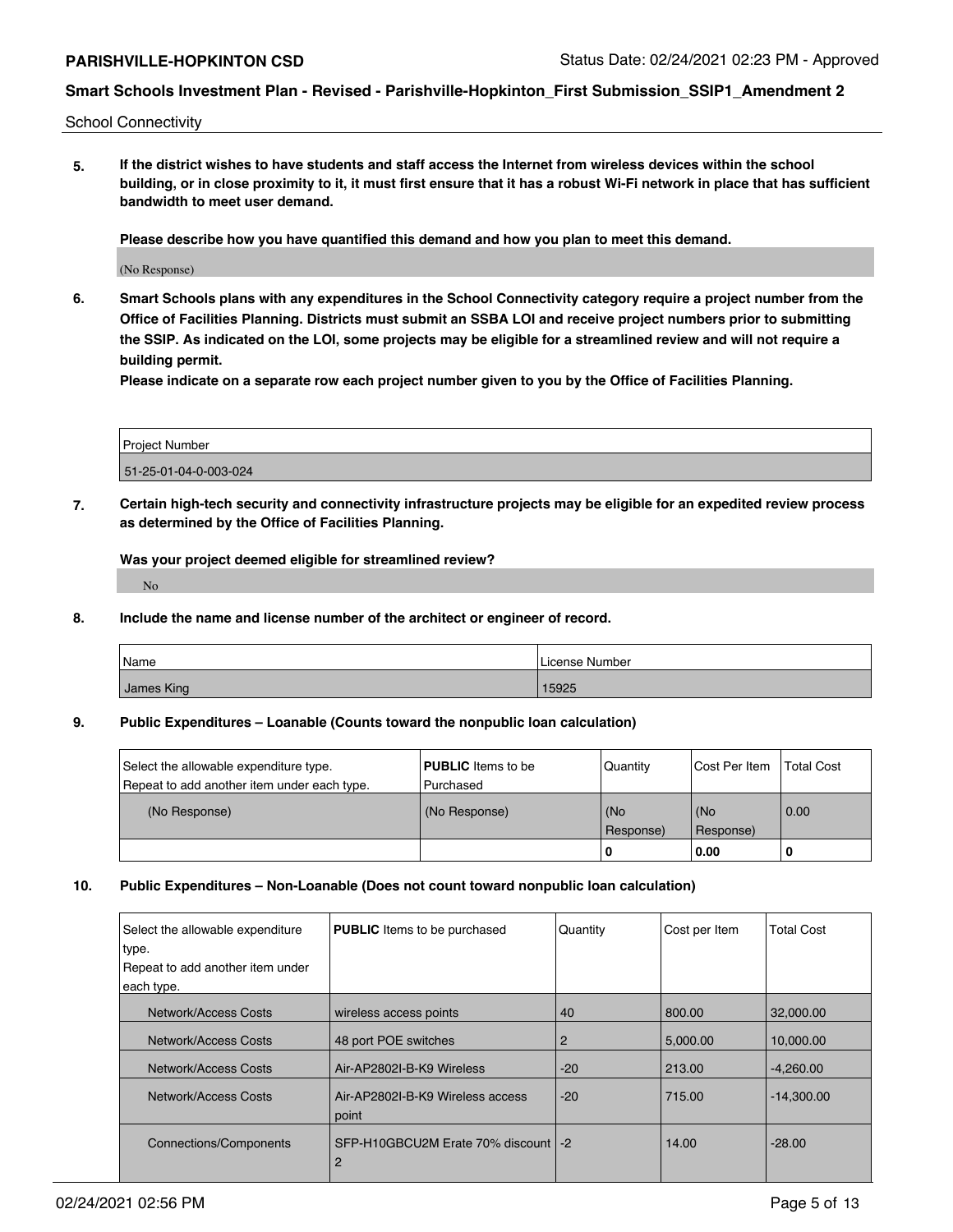School Connectivity

**5. If the district wishes to have students and staff access the Internet from wireless devices within the school building, or in close proximity to it, it must first ensure that it has a robust Wi-Fi network in place that has sufficient bandwidth to meet user demand.**

**Please describe how you have quantified this demand and how you plan to meet this demand.**

(No Response)

**6. Smart Schools plans with any expenditures in the School Connectivity category require a project number from the Office of Facilities Planning. Districts must submit an SSBA LOI and receive project numbers prior to submitting the SSIP. As indicated on the LOI, some projects may be eligible for a streamlined review and will not require a building permit.**

**Please indicate on a separate row each project number given to you by the Office of Facilities Planning.**

| Project Number |
| --- |
| 51-25-01-04-0-003-024 |

**7. Certain high-tech security and connectivity infrastructure projects may be eligible for an expedited review process as determined by the Office of Facilities Planning.**

**Was your project deemed eligible for streamlined review?**

No

**8. Include the name and license number of the architect or engineer of record.**

| Name | License Number |
| --- | --- |
| James King | 15925 |

**9. Public Expenditures – Loanable (Counts toward the nonpublic loan calculation)**

| Select the allowable expenditure type. Repeat to add another item under each type. | **PUBLIC** Items to be Purchased | Quantity | Cost Per Item | Total Cost |
| --- | --- | --- | --- | --- |
| (No Response) | (No Response) | (No Response) | (No Response) | 0.00 |
| | | 0 | 0.00 | 0 |

**10. Public Expenditures – Non-Loanable (Does not count toward nonpublic loan calculation)**

| Select the allowable expenditure type. Repeat to add another item under each type. | **PUBLIC** Items to be purchased | Quantity | Cost per Item | Total Cost |
| --- | --- | --- | --- | --- |
| Network/Access Costs | wireless access points | 40 | 800.00 | 32,000.00 |
| Network/Access Costs | 48 port POE switches | 2 | 5,000.00 | 10,000.00 |
| Network/Access Costs | Air-AP2802I-B-K9 Wireless | -20 | 213.00 | -4,260.00 |
| Network/Access Costs | Air-AP2802I-B-K9 Wireless access point | -20 | 715.00 | -14,300.00 |
| Connections/Components | SFP-H10GBCU2M Erate 70% discount 2 | -2 | 14.00 | -28.00 |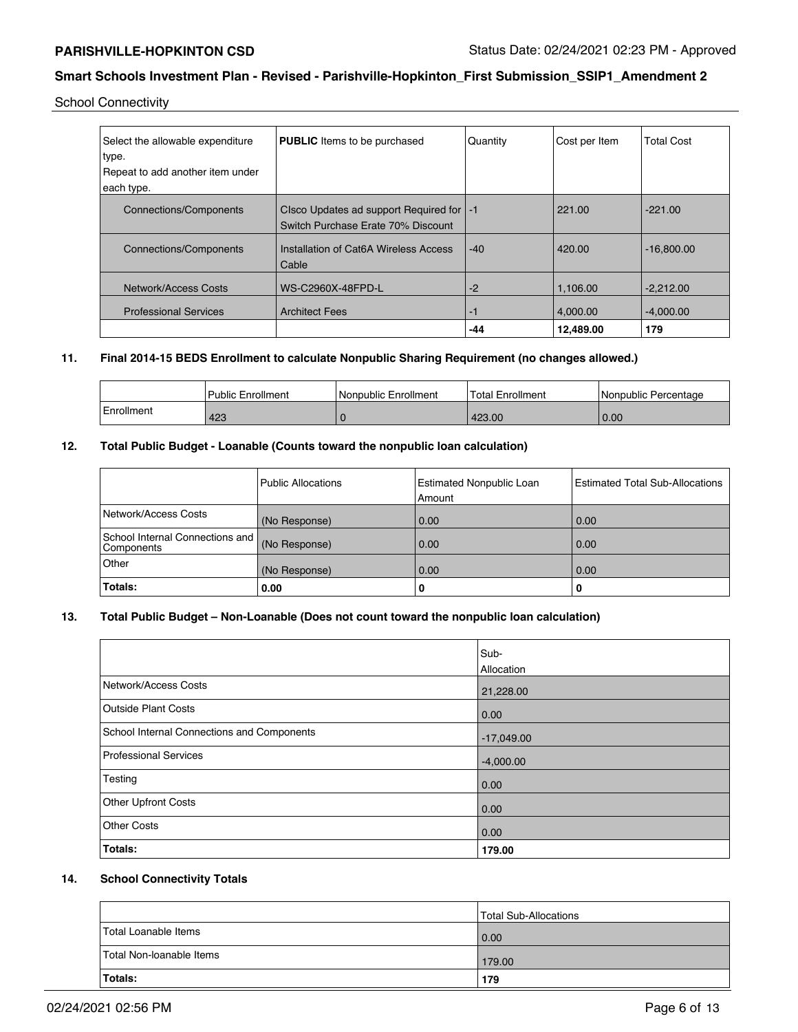School Connectivity

| Select the allowable expenditure type. Repeat to add another item under each type. | **PUBLIC** Items to be purchased | Quantity | Cost per Item | Total Cost |
|---|---|---|---|---|
| Connections/Components | CIsco Updates ad support Required for Switch Purchase Erate 70% Discount | -1 | 221.00 | -221.00 |
| Connections/Components | Installation of Cat6A Wireless Access Cable | -40 | 420.00 | -16,800.00 |
| Network/Access Costs | WS-C2960X-48FPD-L | -2 | 1,106.00 | -2,212.00 |
| Professional Services | Architect Fees | -1 | 4,000.00 | -4,000.00 |
| | | **-44** | **12,489.00** | **179** |

### 11. Final 2014-15 BEDS Enrollment to calculate Nonpublic Sharing Requirement (no changes allowed.)

| | Public Enrollment | Nonpublic Enrollment | Total Enrollment | Nonpublic Percentage |
|---|---|---|---|---|
| Enrollment | 423 | 0 | 423.00 | 0.00 |

### 12. Total Public Budget - Loanable (Counts toward the nonpublic loan calculation)

| | Public Allocations | Estimated Nonpublic Loan Amount | Estimated Total Sub-Allocations |
|---|---|---|---|
| Network/Access Costs | (No Response) | 0.00 | 0.00 |
| School Internal Connections and Components | (No Response) | 0.00 | 0.00 |
| Other | (No Response) | 0.00 | 0.00 |
| **Totals:** | **0.00** | **0** | **0** |

### 13. Total Public Budget – Non-Loanable (Does not count toward the nonpublic loan calculation)

| | Sub-Allocation |
|---|---|
| Network/Access Costs | 21,228.00 |
| Outside Plant Costs | 0.00 |
| School Internal Connections and Components | -17,049.00 |
| Professional Services | -4,000.00 |
| Testing | 0.00 |
| Other Upfront Costs | 0.00 |
| Other Costs | 0.00 |
| **Totals:** | **179.00** |

### 14. School Connectivity Totals

| | Total Sub-Allocations |
|---|---|
| Total Loanable Items | 0.00 |
| Total Non-loanable Items | 179.00 |
| **Totals:** | **179** |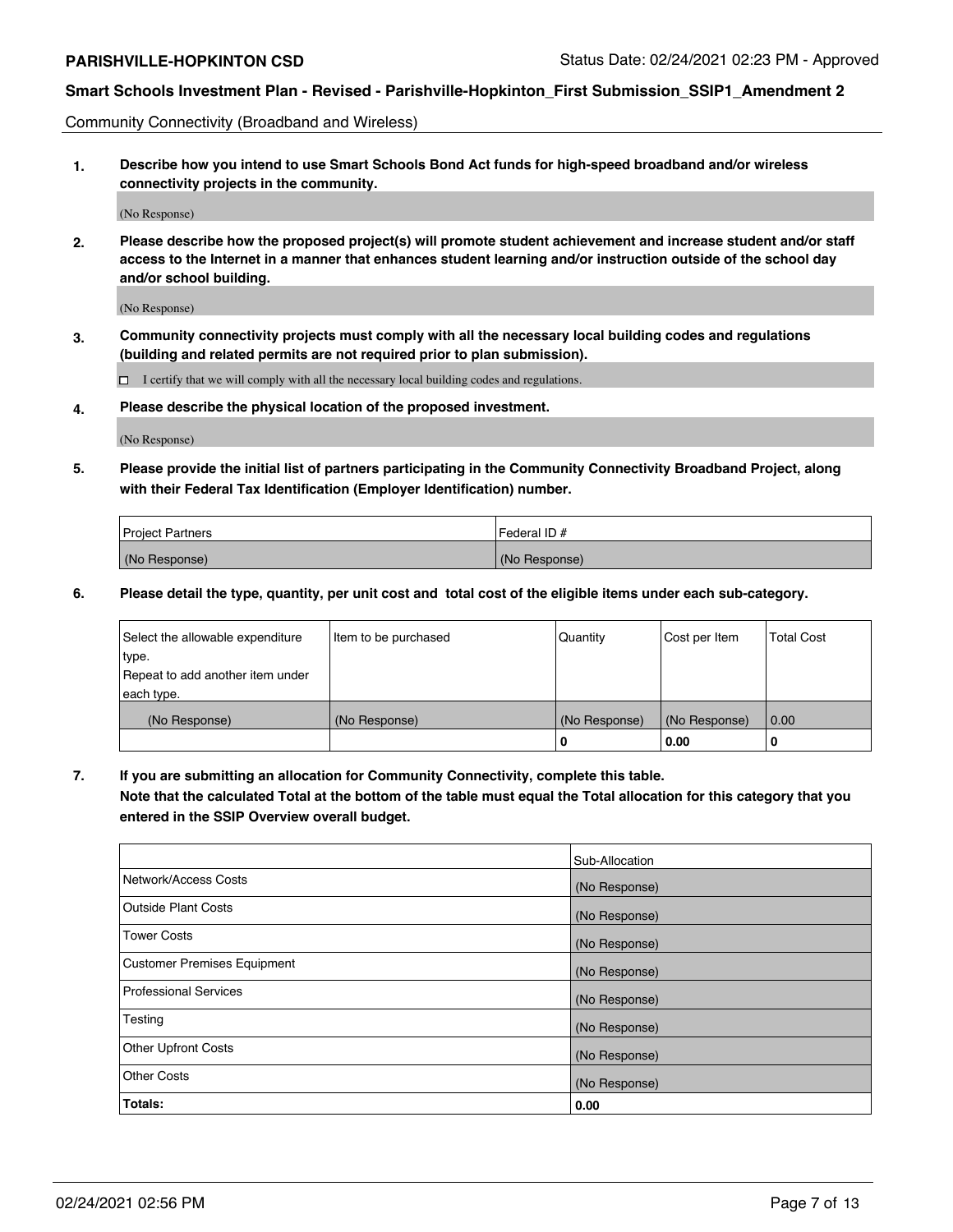Community Connectivity (Broadband and Wireless)

**1. Describe how you intend to use Smart Schools Bond Act funds for high-speed broadband and/or wireless connectivity projects in the community.**

(No Response)

**2. Please describe how the proposed project(s) will promote student achievement and increase student and/or staff access to the Internet in a manner that enhances student learning and/or instruction outside of the school day and/or school building.**

(No Response)

**3. Community connectivity projects must comply with all the necessary local building codes and regulations (building and related permits are not required prior to plan submission).**

☐ I certify that we will comply with all the necessary local building codes and regulations.

**4. Please describe the physical location of the proposed investment.**

(No Response)

**5. Please provide the initial list of partners participating in the Community Connectivity Broadband Project, along with their Federal Tax Identification (Employer Identification) number.**

| Project Partners | Federal ID # |
|---|---|
| (No Response) | (No Response) |

**6. Please detail the type, quantity, per unit cost and total cost of the eligible items under each sub-category.**

| Select the allowable expenditure type. Repeat to add another item under each type. | Item to be purchased | Quantity | Cost per Item | Total Cost |
|---|---|---|---|---|
| (No Response) | (No Response) | (No Response) | (No Response) | 0.00 |
| | | 0 | 0.00 | 0 |

**7. If you are submitting an allocation for Community Connectivity, complete this table. Note that the calculated Total at the bottom of the table must equal the Total allocation for this category that you entered in the SSIP Overview overall budget.**

| | Sub-Allocation |
|---|---|
| Network/Access Costs | (No Response) |
| Outside Plant Costs | (No Response) |
| Tower Costs | (No Response) |
| Customer Premises Equipment | (No Response) |
| Professional Services | (No Response) |
| Testing | (No Response) |
| Other Upfront Costs | (No Response) |
| Other Costs | (No Response) |
| **Totals:** | **0.00** |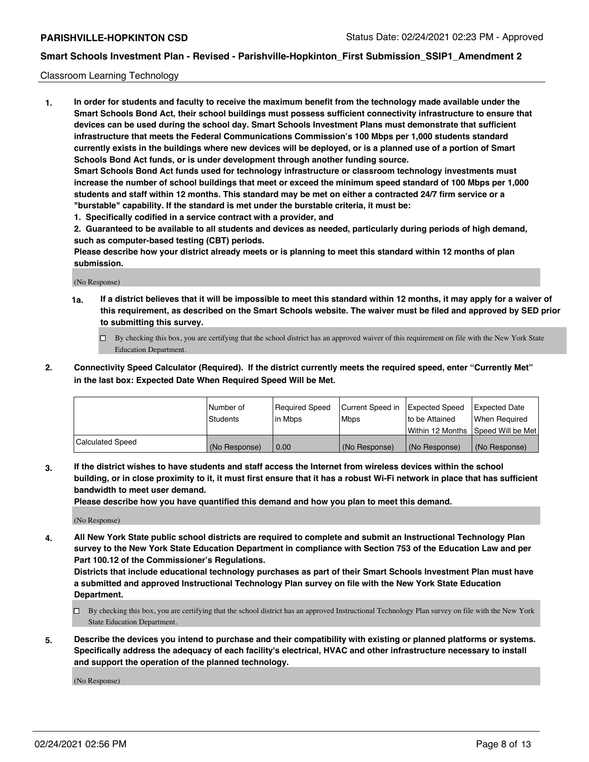## Classroom Learning Technology

**1. In order for students and faculty to receive the maximum benefit from the technology made available under the Smart Schools Bond Act, their school buildings must possess sufficient connectivity infrastructure to ensure that devices can be used during the school day. Smart Schools Investment Plans must demonstrate that sufficient infrastructure that meets the Federal Communications Commission's 100 Mbps per 1,000 students standard currently exists in the buildings where new devices will be deployed, or is a planned use of a portion of Smart Schools Bond Act funds, or is under development through another funding source.**

**Smart Schools Bond Act funds used for technology infrastructure or classroom technology investments must increase the number of school buildings that meet or exceed the minimum speed standard of 100 Mbps per 1,000 students and staff within 12 months. This standard may be met on either a contracted 24/7 firm service or a "burstable" capability. If the standard is met under the burstable criteria, it must be:**

**1. Specifically codified in a service contract with a provider, and**

**2. Guaranteed to be available to all students and devices as needed, particularly during periods of high demand, such as computer-based testing (CBT) periods.**

**Please describe how your district already meets or is planning to meet this standard within 12 months of plan submission.**

(No Response)

**1a. If a district believes that it will be impossible to meet this standard within 12 months, it may apply for a waiver of this requirement, as described on the Smart Schools website. The waiver must be filed and approved by SED prior to submitting this survey.**

☐ By checking this box, you are certifying that the school district has an approved waiver of this requirement on file with the New York State Education Department.

**2. Connectivity Speed Calculator (Required). If the district currently meets the required speed, enter "Currently Met" in the last box: Expected Date When Required Speed Will be Met.**

| | Number of Students | Required Speed in Mbps | Current Speed in Mbps | Expected Speed to be Attained Within 12 Months | Expected Date When Required Speed Will be Met |
|---|---|---|---|---|---|
| Calculated Speed | (No Response) | 0.00 | (No Response) | (No Response) | (No Response) |

**3. If the district wishes to have students and staff access the Internet from wireless devices within the school building, or in close proximity to it, it must first ensure that it has a robust Wi-Fi network in place that has sufficient bandwidth to meet user demand.**

**Please describe how you have quantified this demand and how you plan to meet this demand.**

(No Response)

**4. All New York State public school districts are required to complete and submit an Instructional Technology Plan survey to the New York State Education Department in compliance with Section 753 of the Education Law and per Part 100.12 of the Commissioner's Regulations.**

**Districts that include educational technology purchases as part of their Smart Schools Investment Plan must have a submitted and approved Instructional Technology Plan survey on file with the New York State Education Department.**

☐ By checking this box, you are certifying that the school district has an approved Instructional Technology Plan survey on file with the New York State Education Department.

**5. Describe the devices you intend to purchase and their compatibility with existing or planned platforms or systems. Specifically address the adequacy of each facility's electrical, HVAC and other infrastructure necessary to install and support the operation of the planned technology.**

(No Response)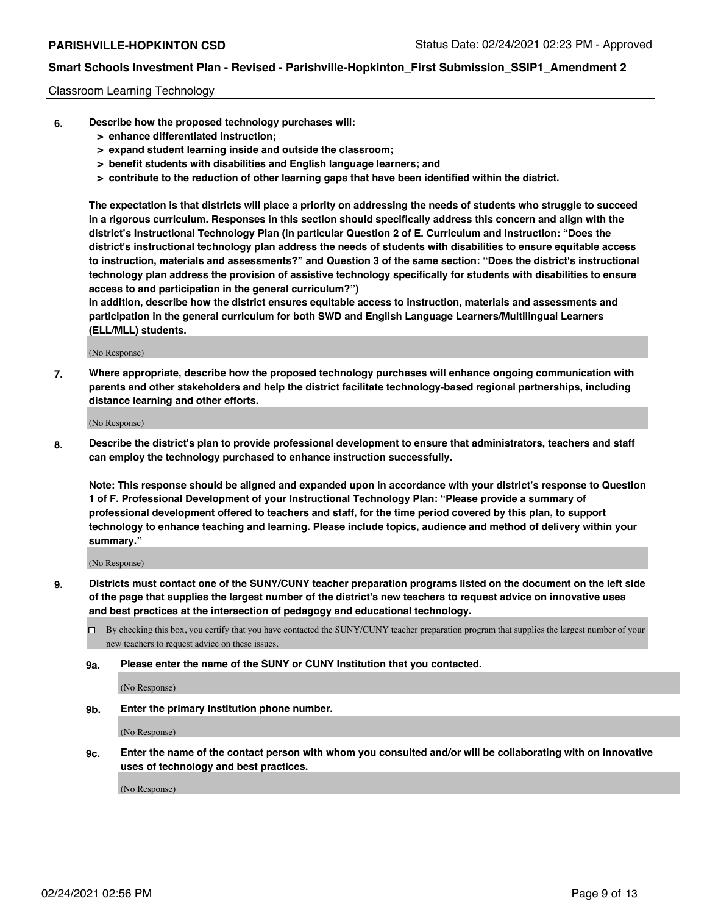Classroom Learning Technology

6. **Describe how the proposed technology purchases will:**
   - **> enhance differentiated instruction;**
   - **> expand student learning inside and outside the classroom;**
   - **> benefit students with disabilities and English language learners; and**
   - **> contribute to the reduction of other learning gaps that have been identified within the district.**

   **The expectation is that districts will place a priority on addressing the needs of students who struggle to succeed in a rigorous curriculum. Responses in this section should specifically address this concern and align with the district's Instructional Technology Plan (in particular Question 2 of E. Curriculum and Instruction: "Does the district's instructional technology plan address the needs of students with disabilities to ensure equitable access to instruction, materials and assessments?" and Question 3 of the same section: "Does the district's instructional technology plan address the provision of assistive technology specifically for students with disabilities to ensure access to and participation in the general curriculum?")**

   **In addition, describe how the district ensures equitable access to instruction, materials and assessments and participation in the general curriculum for both SWD and English Language Learners/Multilingual Learners (ELL/MLL) students.**

   (No Response)

7. **Where appropriate, describe how the proposed technology purchases will enhance ongoing communication with parents and other stakeholders and help the district facilitate technology-based regional partnerships, including distance learning and other efforts.**

   (No Response)

8. **Describe the district's plan to provide professional development to ensure that administrators, teachers and staff can employ the technology purchased to enhance instruction successfully.**

   **Note: This response should be aligned and expanded upon in accordance with your district's response to Question 1 of F. Professional Development of your Instructional Technology Plan: "Please provide a summary of professional development offered to teachers and staff, for the time period covered by this plan, to support technology to enhance teaching and learning. Please include topics, audience and method of delivery within your summary."**

   (No Response)

9. **Districts must contact one of the SUNY/CUNY teacher preparation programs listed on the document on the left side of the page that supplies the largest number of the district's new teachers to request advice on innovative uses and best practices at the intersection of pedagogy and educational technology.**

   ☐ By checking this box, you certify that you have contacted the SUNY/CUNY teacher preparation program that supplies the largest number of your new teachers to request advice on these issues.

   **9a. Please enter the name of the SUNY or CUNY Institution that you contacted.**

   (No Response)

   **9b. Enter the primary Institution phone number.**

   (No Response)

   **9c. Enter the name of the contact person with whom you consulted and/or will be collaborating with on innovative uses of technology and best practices.**

   (No Response)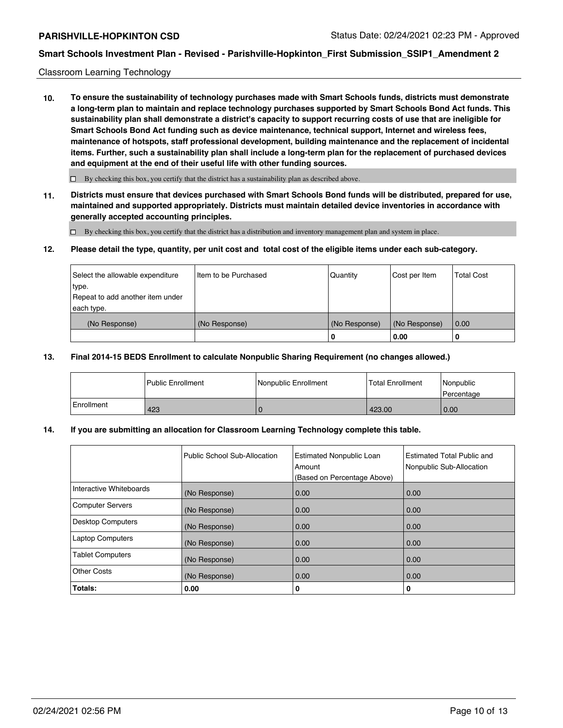Classroom Learning Technology

**10. To ensure the sustainability of technology purchases made with Smart Schools funds, districts must demonstrate a long-term plan to maintain and replace technology purchases supported by Smart Schools Bond Act funds. This sustainability plan shall demonstrate a district's capacity to support recurring costs of use that are ineligible for Smart Schools Bond Act funding such as device maintenance, technical support, Internet and wireless fees, maintenance of hotspots, staff professional development, building maintenance and the replacement of incidental items. Further, such a sustainability plan shall include a long-term plan for the replacement of purchased devices and equipment at the end of their useful life with other funding sources.**

☐ By checking this box, you certify that the district has a sustainability plan as described above.

**11. Districts must ensure that devices purchased with Smart Schools Bond funds will be distributed, prepared for use, maintained and supported appropriately. Districts must maintain detailed device inventories in accordance with generally accepted accounting principles.**

☐ By checking this box, you certify that the district has a distribution and inventory management plan and system in place.

**12. Please detail the type, quantity, per unit cost and total cost of the eligible items under each sub-category.**

| Select the allowable expenditure type. Repeat to add another item under each type. | Item to be Purchased | Quantity | Cost per Item | Total Cost |
|---|---|---|---|---|
| (No Response) | (No Response) | (No Response) | (No Response) | 0.00 |
| | | **0** | **0.00** | **0** |

**13. Final 2014-15 BEDS Enrollment to calculate Nonpublic Sharing Requirement (no changes allowed.)**

| | Public Enrollment | Nonpublic Enrollment | Total Enrollment | Nonpublic Percentage |
|---|---|---|---|---|
| Enrollment | 423 | 0 | 423.00 | 0.00 |

**14. If you are submitting an allocation for Classroom Learning Technology complete this table.**

| | Public School Sub-Allocation | Estimated Nonpublic Loan Amount (Based on Percentage Above) | Estimated Total Public and Nonpublic Sub-Allocation |
|---|---|---|---|
| Interactive Whiteboards | (No Response) | 0.00 | 0.00 |
| Computer Servers | (No Response) | 0.00 | 0.00 |
| Desktop Computers | (No Response) | 0.00 | 0.00 |
| Laptop Computers | (No Response) | 0.00 | 0.00 |
| Tablet Computers | (No Response) | 0.00 | 0.00 |
| Other Costs | (No Response) | 0.00 | 0.00 |
| **Totals:** | **0.00** | **0** | **0** |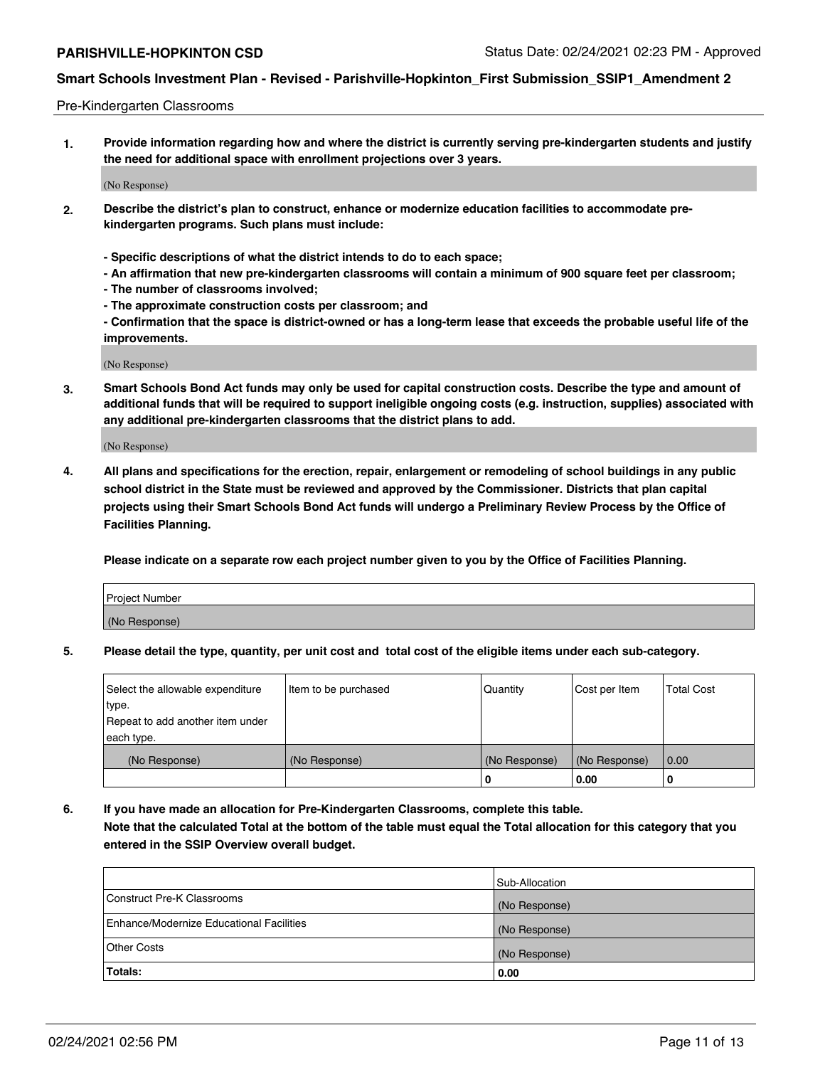Pre-Kindergarten Classrooms

**1. Provide information regarding how and where the district is currently serving pre-kindergarten students and justify the need for additional space with enrollment projections over 3 years.**

(No Response)

**2. Describe the district's plan to construct, enhance or modernize education facilities to accommodate pre-kindergarten programs. Such plans must include:**

**- Specific descriptions of what the district intends to do to each space;**
**- An affirmation that new pre-kindergarten classrooms will contain a minimum of 900 square feet per classroom;**
**- The number of classrooms involved;**
**- The approximate construction costs per classroom; and**
**- Confirmation that the space is district-owned or has a long-term lease that exceeds the probable useful life of the improvements.**

(No Response)

**3. Smart Schools Bond Act funds may only be used for capital construction costs. Describe the type and amount of additional funds that will be required to support ineligible ongoing costs (e.g. instruction, supplies) associated with any additional pre-kindergarten classrooms that the district plans to add.**

(No Response)

**4. All plans and specifications for the erection, repair, enlargement or remodeling of school buildings in any public school district in the State must be reviewed and approved by the Commissioner. Districts that plan capital projects using their Smart Schools Bond Act funds will undergo a Preliminary Review Process by the Office of Facilities Planning.**

**Please indicate on a separate row each project number given to you by the Office of Facilities Planning.**

| Project Number |
|---|
| (No Response) |

**5. Please detail the type, quantity, per unit cost and total cost of the eligible items under each sub-category.**

| Select the allowable expenditure type. Repeat to add another item under each type. | Item to be purchased | Quantity | Cost per Item | Total Cost |
|---|---|---|---|---|
| (No Response) | (No Response) | (No Response) | (No Response) | 0.00 |
| | | 0 | 0.00 | 0 |

**6. If you have made an allocation for Pre-Kindergarten Classrooms, complete this table.**
**Note that the calculated Total at the bottom of the table must equal the Total allocation for this category that you entered in the SSIP Overview overall budget.**

| | Sub-Allocation |
|---|---|
| Construct Pre-K Classrooms | (No Response) |
| Enhance/Modernize Educational Facilities | (No Response) |
| Other Costs | (No Response) |
| **Totals:** | **0.00** |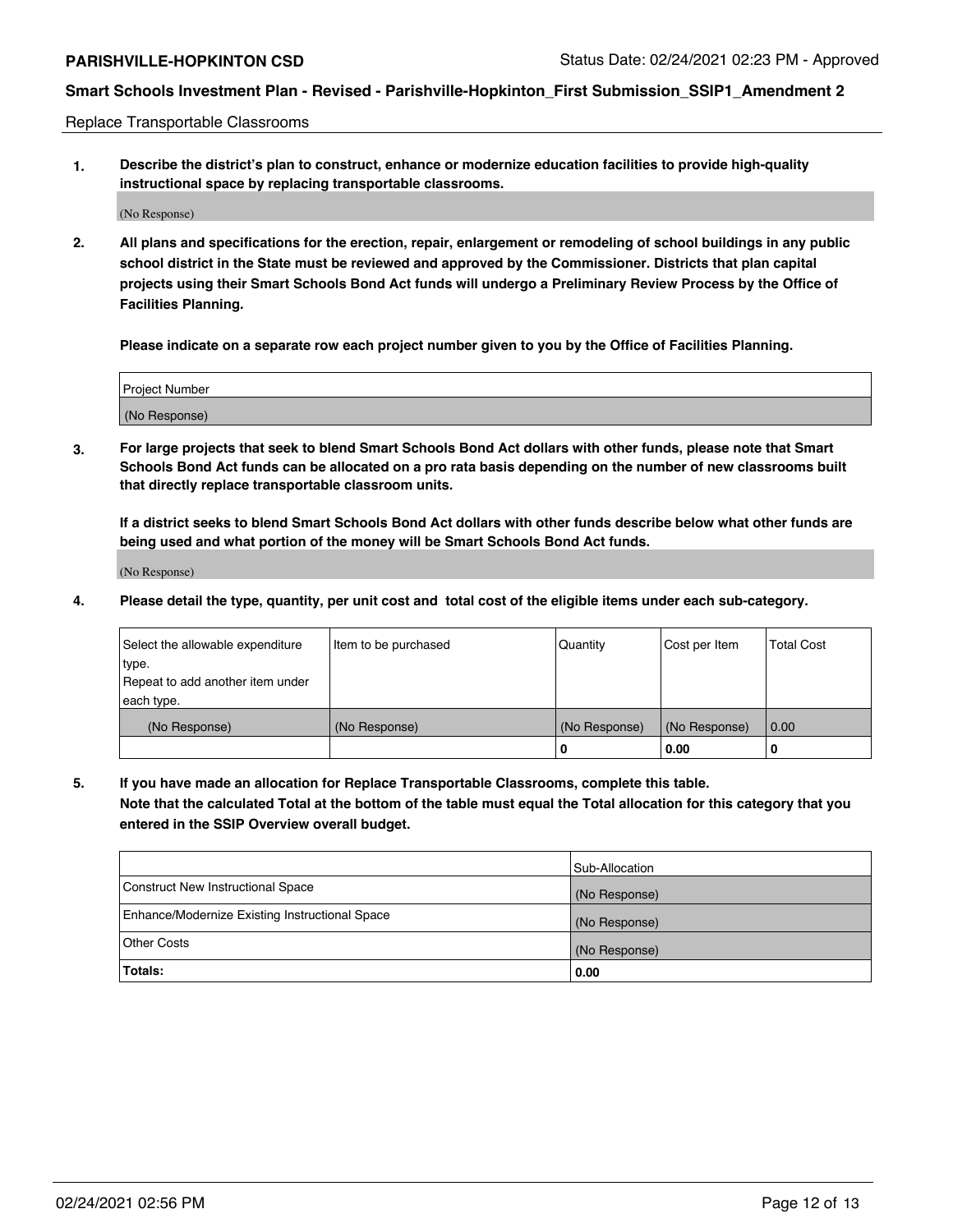**PARISHVILLE-HOPKINTON CSD** Status Date: 02/24/2021 02:23 PM - Approved

## Smart Schools Investment Plan - Revised - Parishville-Hopkinton_First Submission_SSIP1_Amendment 2

Replace Transportable Classrooms

**1. Describe the district's plan to construct, enhance or modernize education facilities to provide high-quality instructional space by replacing transportable classrooms.**

(No Response)

**2. All plans and specifications for the erection, repair, enlargement or remodeling of school buildings in any public school district in the State must be reviewed and approved by the Commissioner. Districts that plan capital projects using their Smart Schools Bond Act funds will undergo a Preliminary Review Process by the Office of Facilities Planning.**

**Please indicate on a separate row each project number given to you by the Office of Facilities Planning.**

| Project Number |
|---|
| (No Response) |

**3. For large projects that seek to blend Smart Schools Bond Act dollars with other funds, please note that Smart Schools Bond Act funds can be allocated on a pro rata basis depending on the number of new classrooms built that directly replace transportable classroom units.**

**If a district seeks to blend Smart Schools Bond Act dollars with other funds describe below what other funds are being used and what portion of the money will be Smart Schools Bond Act funds.**

(No Response)

**4. Please detail the type, quantity, per unit cost and total cost of the eligible items under each sub-category.**

| Select the allowable expenditure type. Repeat to add another item under each type. | Item to be purchased | Quantity | Cost per Item | Total Cost |
|---|---|---|---|---|
| (No Response) | (No Response) | (No Response) | (No Response) | 0.00 |
| | | 0 | 0.00 | 0 |

**5. If you have made an allocation for Replace Transportable Classrooms, complete this table. Note that the calculated Total at the bottom of the table must equal the Total allocation for this category that you entered in the SSIP Overview overall budget.**

| | Sub-Allocation |
|---|---|
| Construct New Instructional Space | (No Response) |
| Enhance/Modernize Existing Instructional Space | (No Response) |
| Other Costs | (No Response) |
| **Totals:** | **0.00** |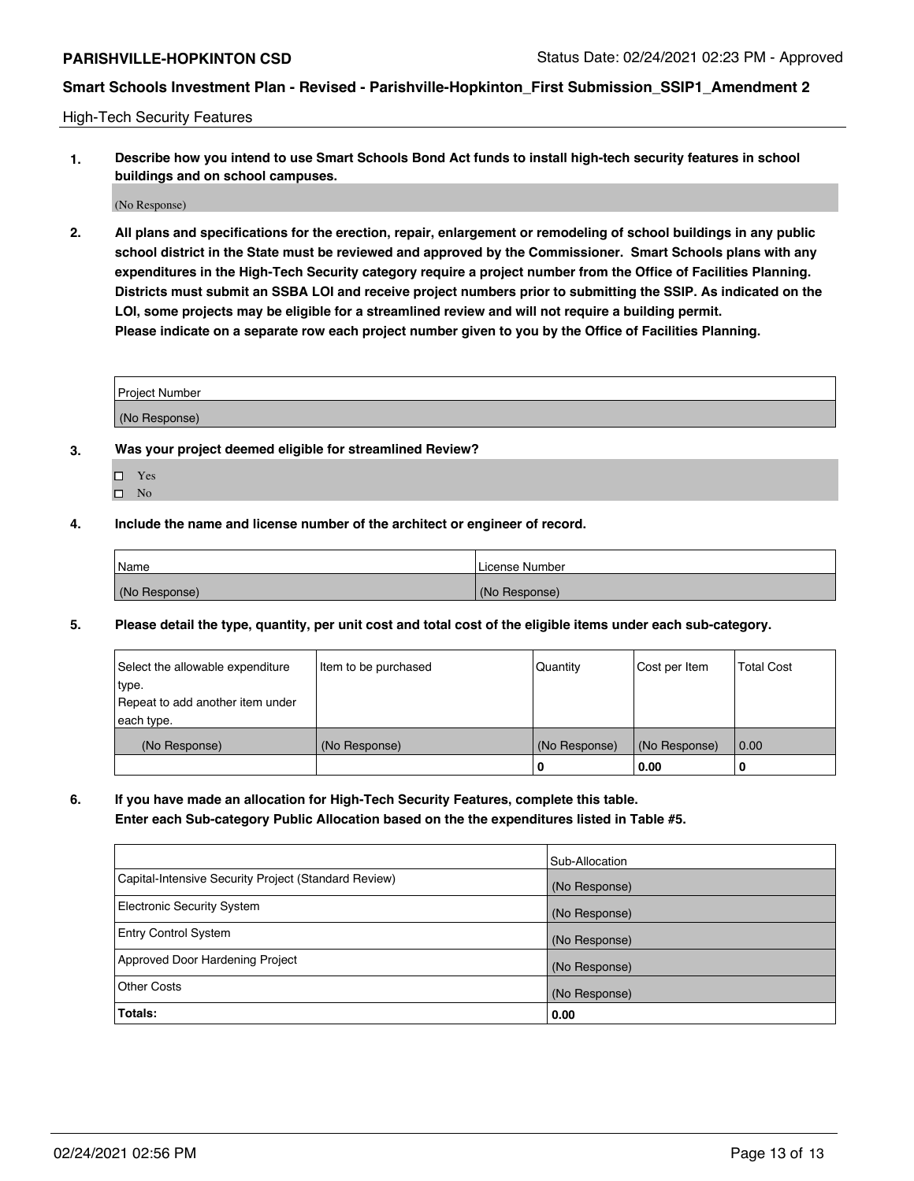## High-Tech Security Features

**1. Describe how you intend to use Smart Schools Bond Act funds to install high-tech security features in school buildings and on school campuses.**

(No Response)

**2. All plans and specifications for the erection, repair, enlargement or remodeling of school buildings in any public school district in the State must be reviewed and approved by the Commissioner. Smart Schools plans with any expenditures in the High-Tech Security category require a project number from the Office of Facilities Planning. Districts must submit an SSBA LOI and receive project numbers prior to submitting the SSIP. As indicated on the LOI, some projects may be eligible for a streamlined review and will not require a building permit.**
**Please indicate on a separate row each project number given to you by the Office of Facilities Planning.**

| Project Number |
|---|
| (No Response) |

**3. Was your project deemed eligible for streamlined Review?**

- ☐ Yes
- ☐ No

**4. Include the name and license number of the architect or engineer of record.**

| Name | License Number |
|---|---|
| (No Response) | (No Response) |

**5. Please detail the type, quantity, per unit cost and total cost of the eligible items under each sub-category.**

| Select the allowable expenditure type. Repeat to add another item under each type. | Item to be purchased | Quantity | Cost per Item | Total Cost |
|---|---|---|---|---|
| (No Response) | (No Response) | (No Response) | (No Response) | 0.00 |
| | | 0 | 0.00 | 0 |

**6. If you have made an allocation for High-Tech Security Features, complete this table.**
**Enter each Sub-category Public Allocation based on the the expenditures listed in Table #5.**

| | Sub-Allocation |
|---|---|
| Capital-Intensive Security Project (Standard Review) | (No Response) |
| Electronic Security System | (No Response) |
| Entry Control System | (No Response) |
| Approved Door Hardening Project | (No Response) |
| Other Costs | (No Response) |
| **Totals:** | **0.00** |